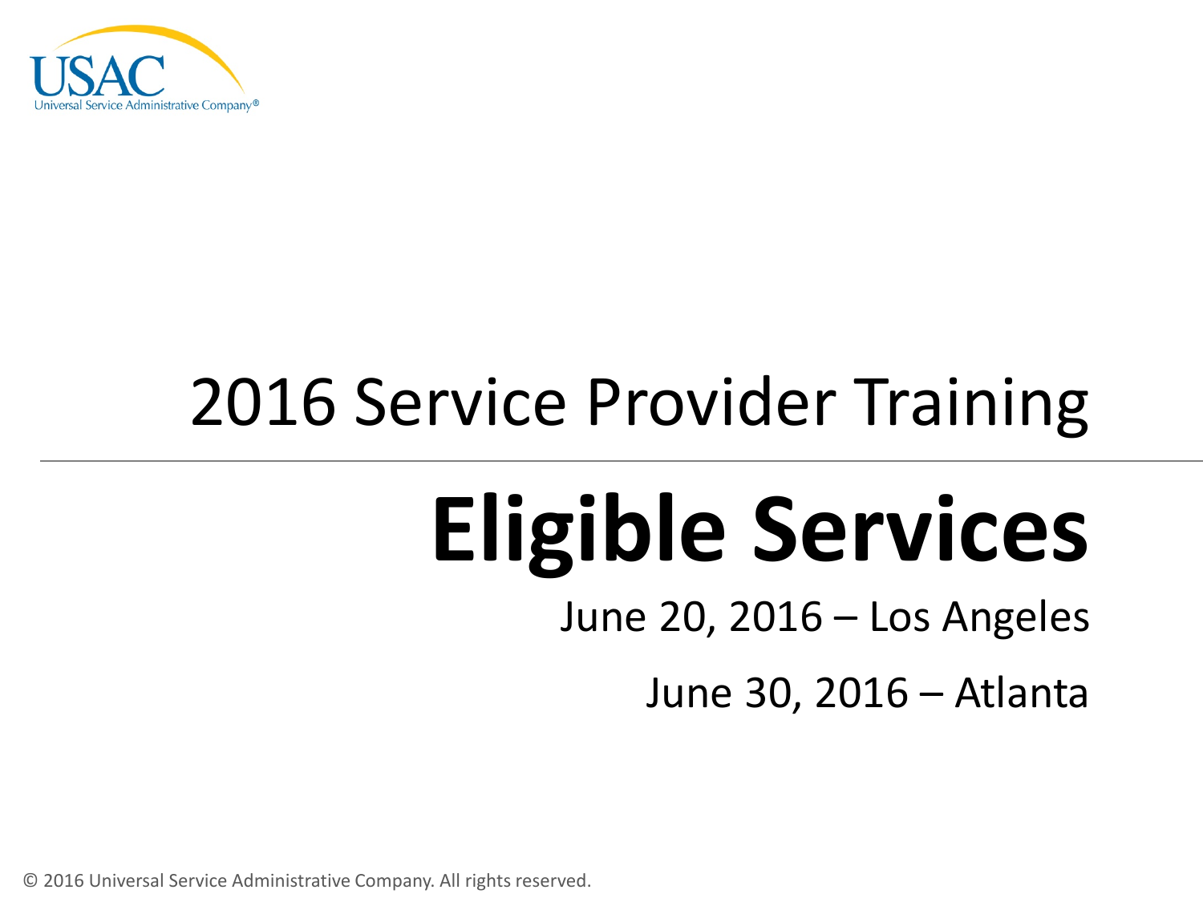USAC
Universal Service Administrative Company®

# 2016 Service Provider Training

# Eligible Services

June 20, 2016 – Los Angeles

June 30, 2016 – Atlanta

© 2016 Universal Service Administrative Company. All rights reserved.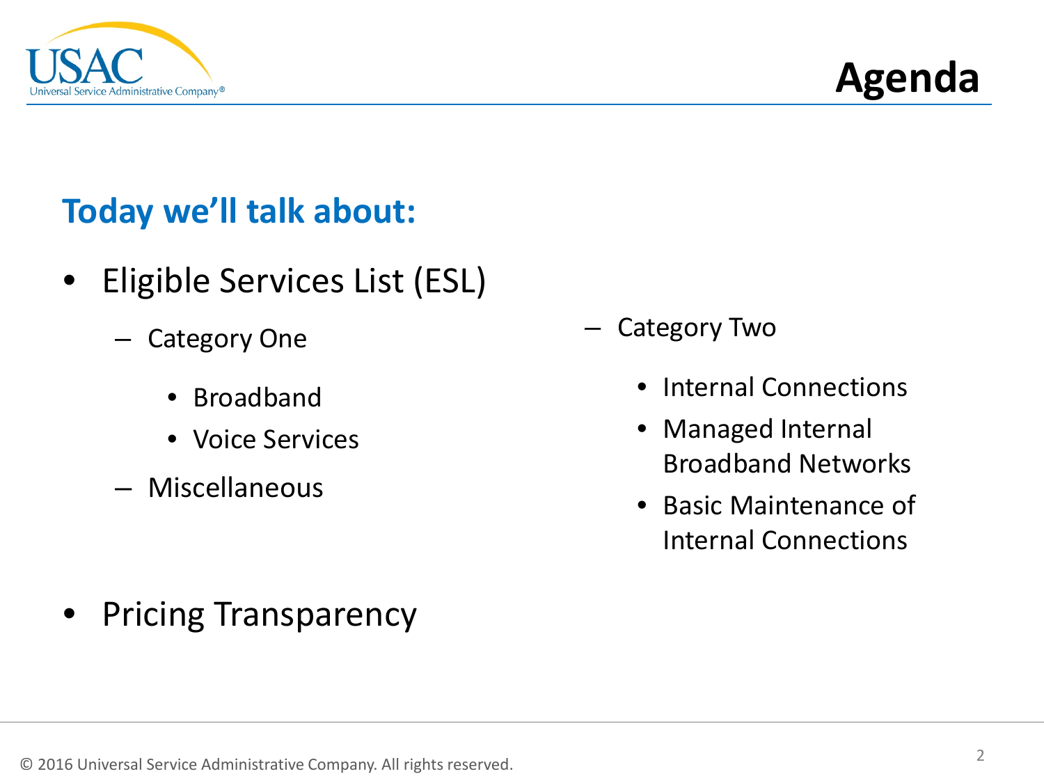# Agenda

## Today we'll talk about:

- Eligible Services List (ESL)
  - Category One
    - Broadband
    - Voice Services
  - Miscellaneous
  - Category Two
    - Internal Connections
    - Managed Internal Broadband Networks
    - Basic Maintenance of Internal Connections
- Pricing Transparency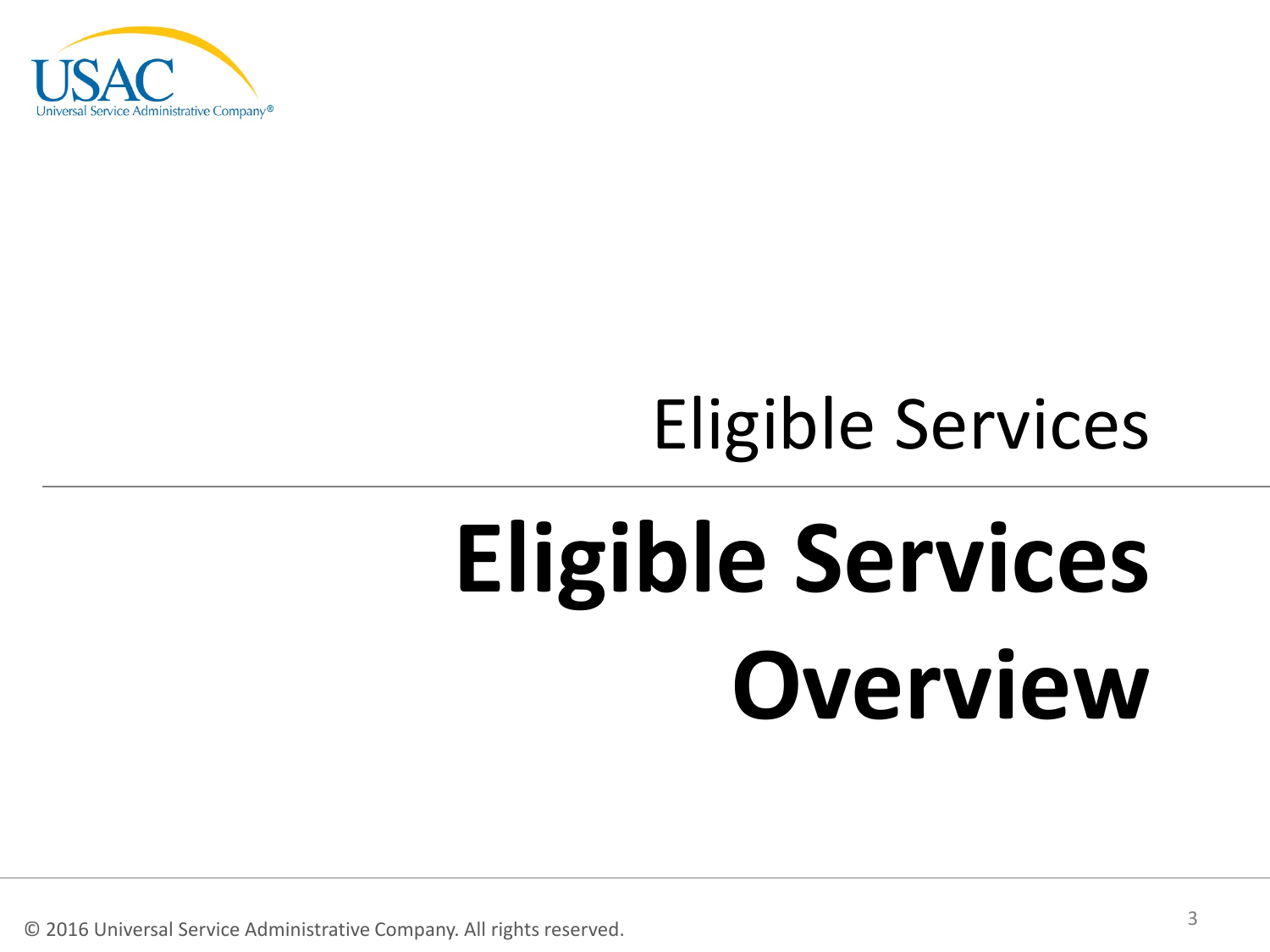Eligible Services

# Eligible Services Overview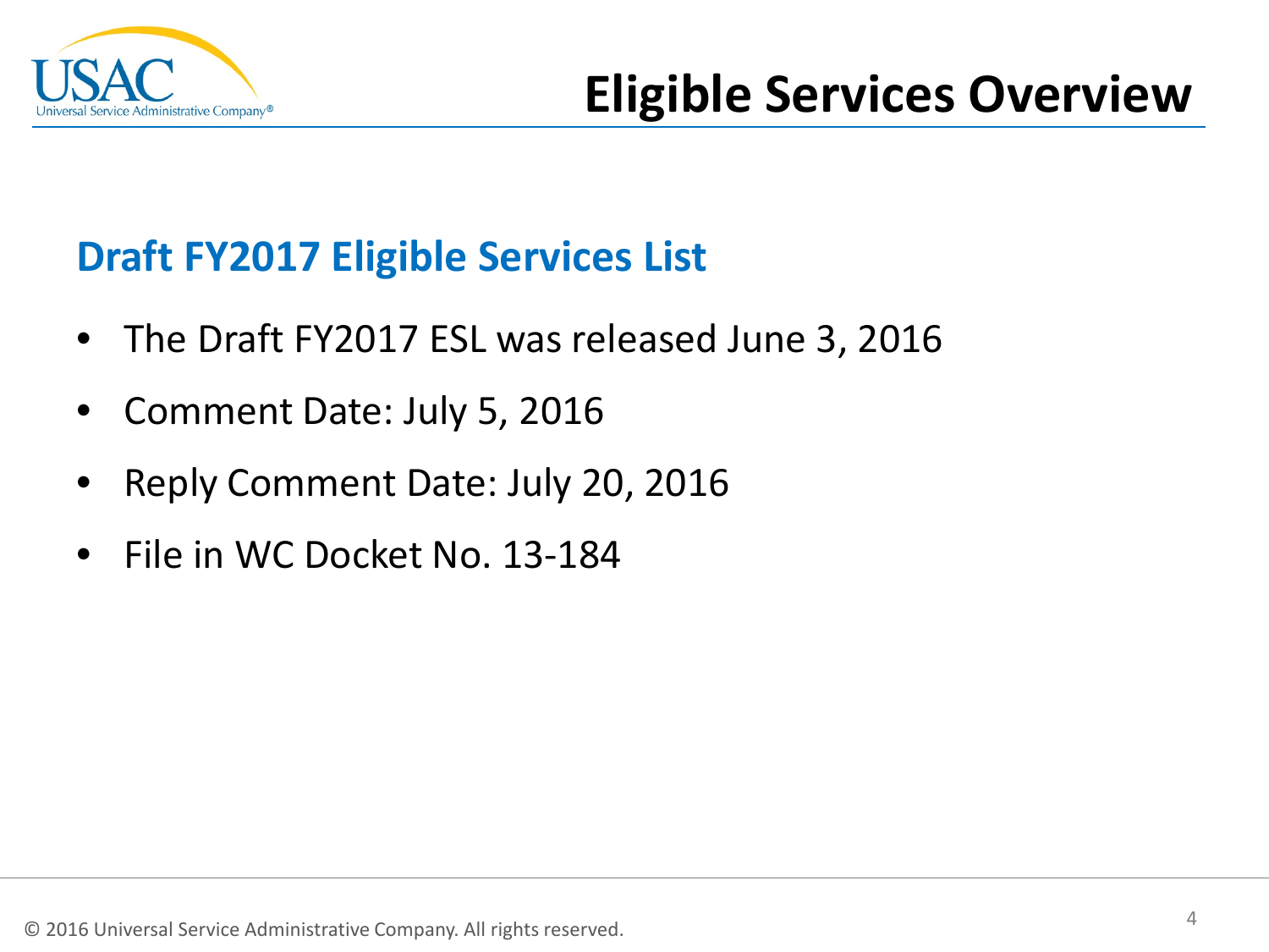# Eligible Services Overview

## Draft FY2017 Eligible Services List

- The Draft FY2017 ESL was released June 3, 2016
- Comment Date: July 5, 2016
- Reply Comment Date: July 20, 2016
- File in WC Docket No. 13-184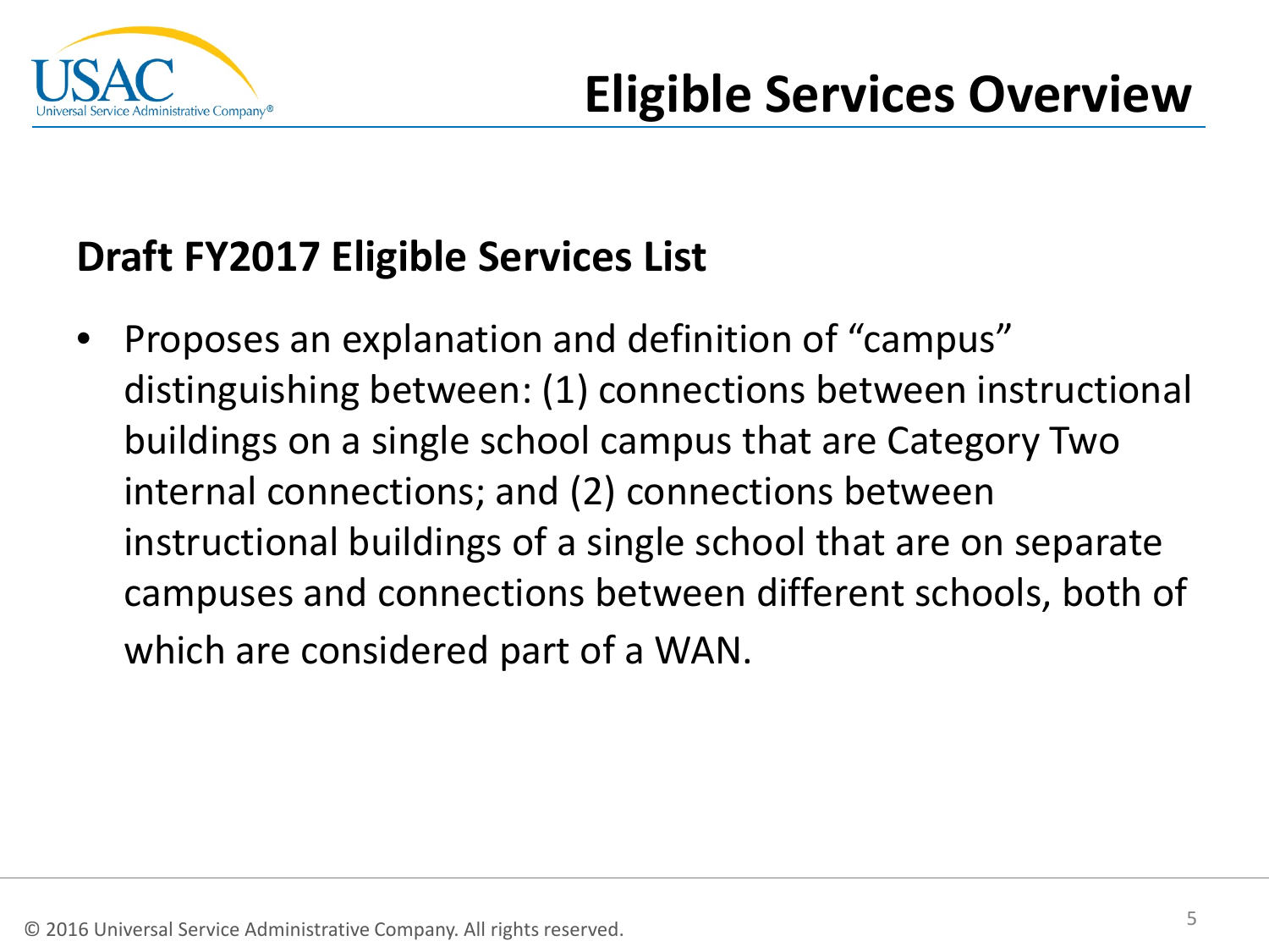# Eligible Services Overview

## Draft FY2017 Eligible Services List

- Proposes an explanation and definition of “campus” distinguishing between: (1) connections between instructional buildings on a single school campus that are Category Two internal connections; and (2) connections between instructional buildings of a single school that are on separate campuses and connections between different schools, both of which are considered part of a WAN.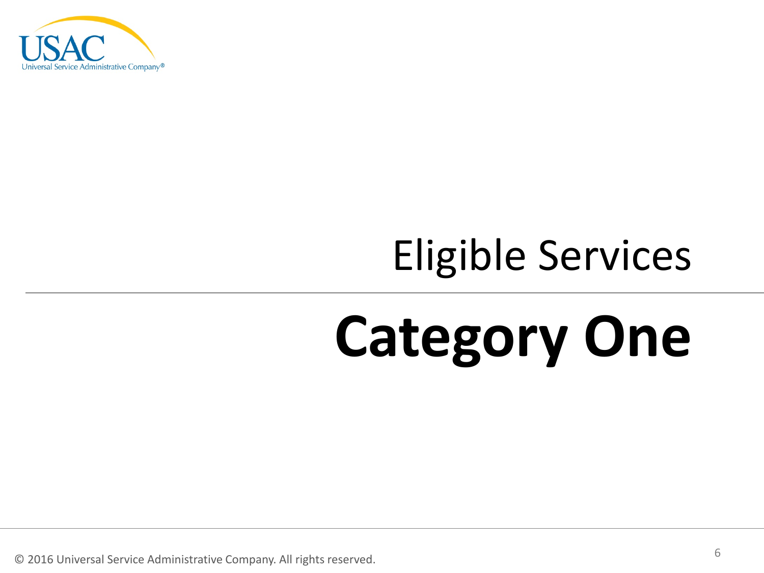## Eligible Services

# Category One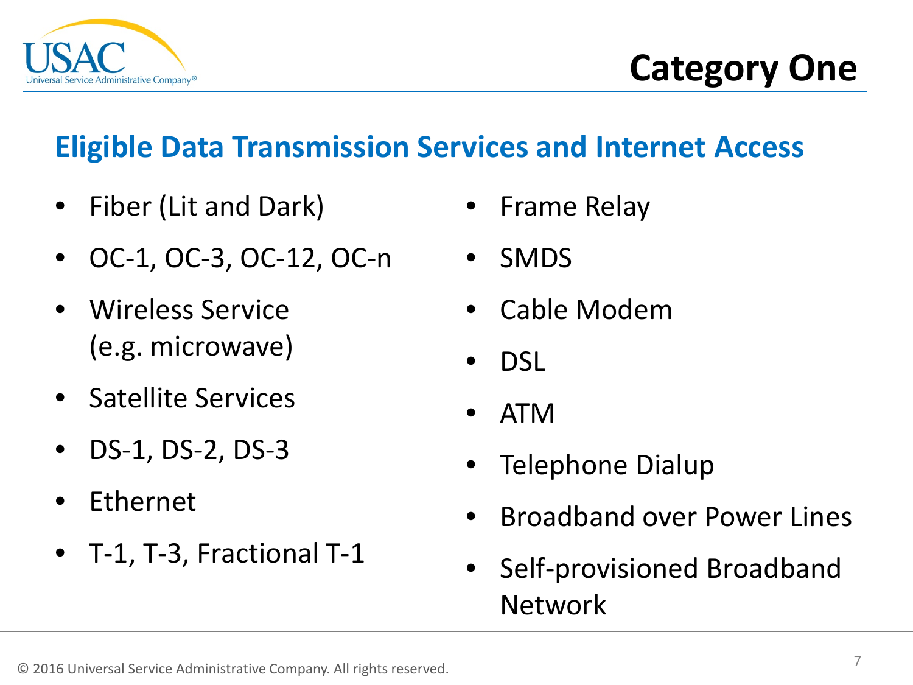# Category One

## Eligible Data Transmission Services and Internet Access

- Fiber (Lit and Dark)
- OC-1, OC-3, OC-12, OC-n
- Wireless Service (e.g. microwave)
- Satellite Services
- DS-1, DS-2, DS-3
- Ethernet
- T-1, T-3, Fractional T-1
- Frame Relay
- SMDS
- Cable Modem
- DSL
- ATM
- Telephone Dialup
- Broadband over Power Lines
- Self-provisioned Broadband Network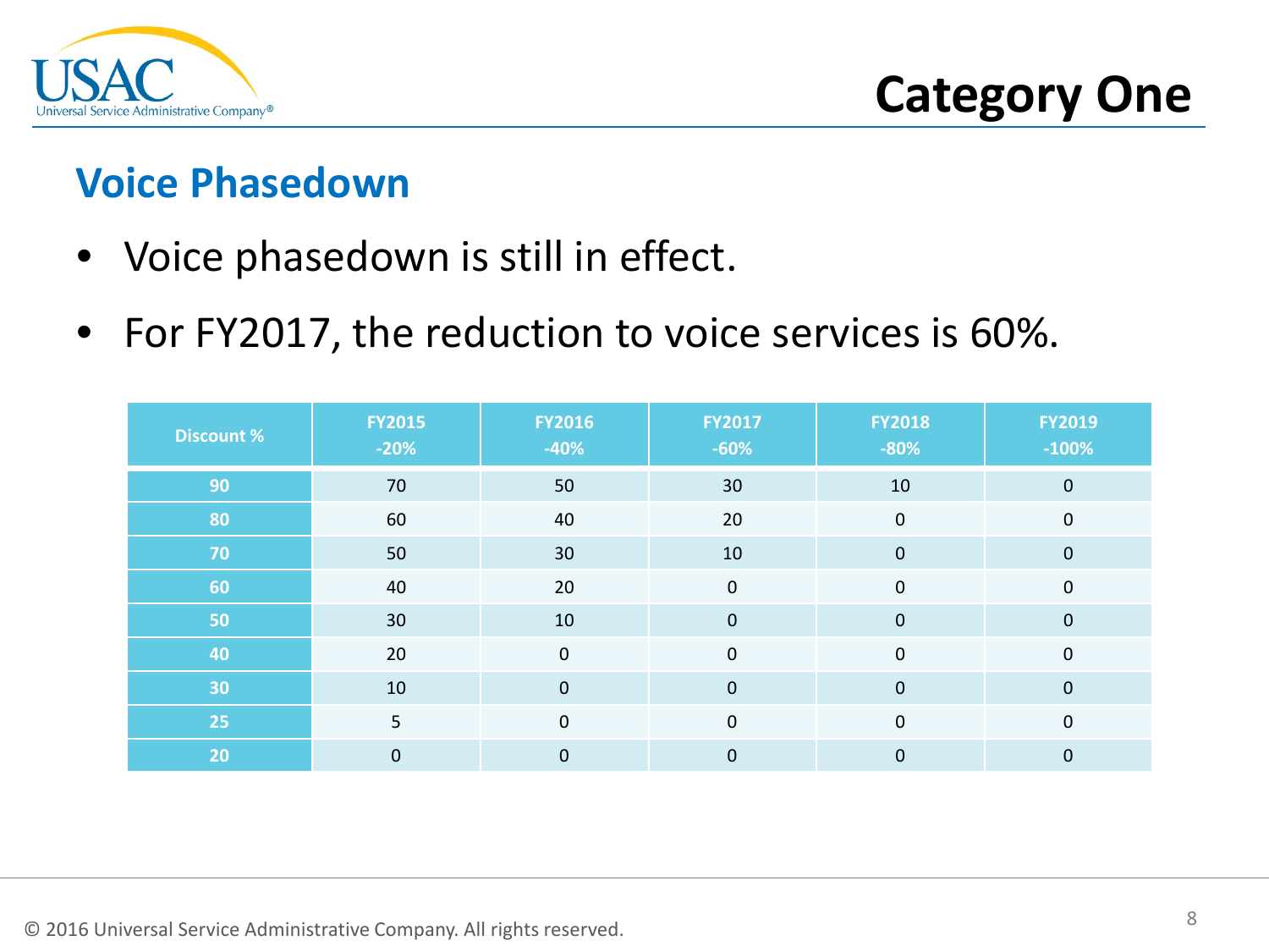# Category One

## Voice Phasedown

- Voice phasedown is still in effect.
- For FY2017, the reduction to voice services is 60%.

| Discount % | FY2015 -20% | FY2016 -40% | FY2017 -60% | FY2018 -80% | FY2019 -100% |
|---|---|---|---|---|---|
| 90 | 70 | 50 | 30 | 10 | 0 |
| 80 | 60 | 40 | 20 | 0 | 0 |
| 70 | 50 | 30 | 10 | 0 | 0 |
| 60 | 40 | 20 | 0 | 0 | 0 |
| 50 | 30 | 10 | 0 | 0 | 0 |
| 40 | 20 | 0 | 0 | 0 | 0 |
| 30 | 10 | 0 | 0 | 0 | 0 |
| 25 | 5 | 0 | 0 | 0 | 0 |
| 20 | 0 | 0 | 0 | 0 | 0 |

© 2016 Universal Service Administrative Company. All rights reserved.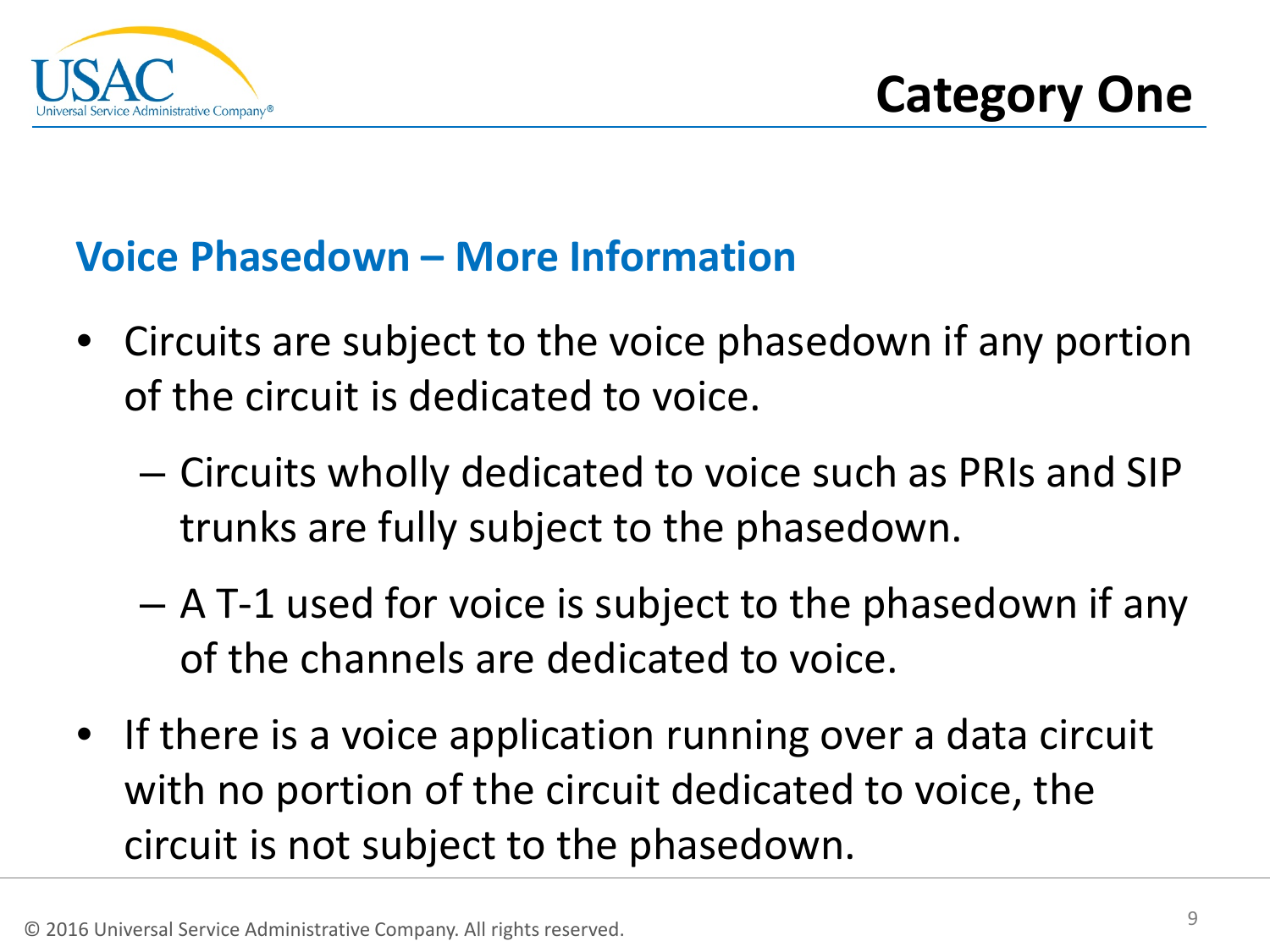# Category One

## Voice Phasedown – More Information

- Circuits are subject to the voice phasedown if any portion of the circuit is dedicated to voice.
  - Circuits wholly dedicated to voice such as PRIs and SIP trunks are fully subject to the phasedown.
  - A T-1 used for voice is subject to the phasedown if any of the channels are dedicated to voice.
- If there is a voice application running over a data circuit with no portion of the circuit dedicated to voice, the circuit is not subject to the phasedown.

© 2016 Universal Service Administrative Company. All rights reserved.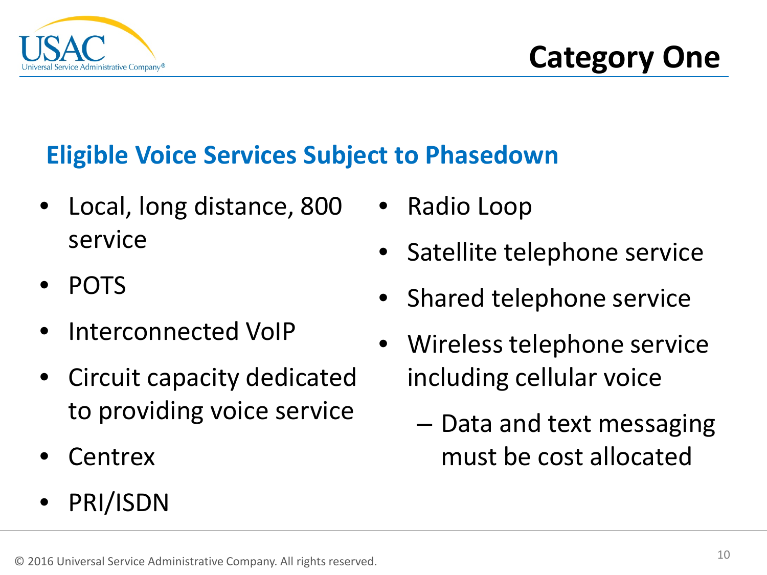# Category One

## Eligible Voice Services Subject to Phasedown

- Local, long distance, 800 service
- POTS
- Interconnected VoIP
- Circuit capacity dedicated to providing voice service
- Centrex
- PRI/ISDN
- Radio Loop
- Satellite telephone service
- Shared telephone service
- Wireless telephone service including cellular voice
  - Data and text messaging must be cost allocated

© 2016 Universal Service Administrative Company. All rights reserved.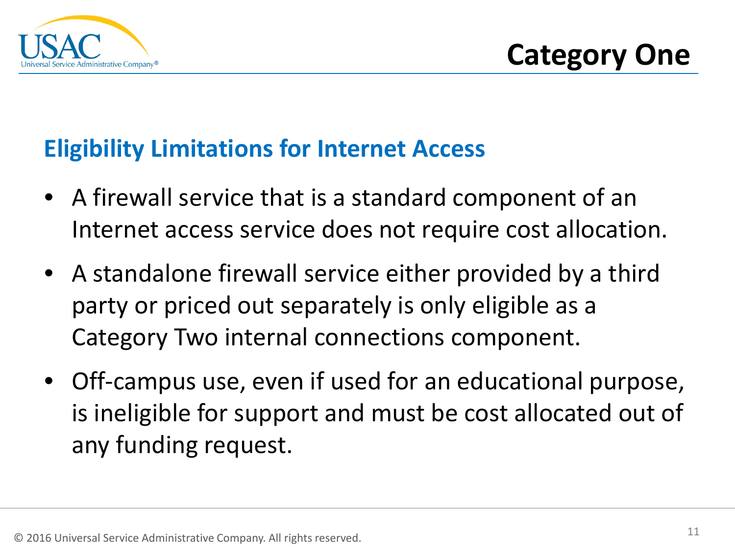# Category One

## Eligibility Limitations for Internet Access

- A firewall service that is a standard component of an Internet access service does not require cost allocation.
- A standalone firewall service either provided by a third party or priced out separately is only eligible as a Category Two internal connections component.
- Off-campus use, even if used for an educational purpose, is ineligible for support and must be cost allocated out of any funding request.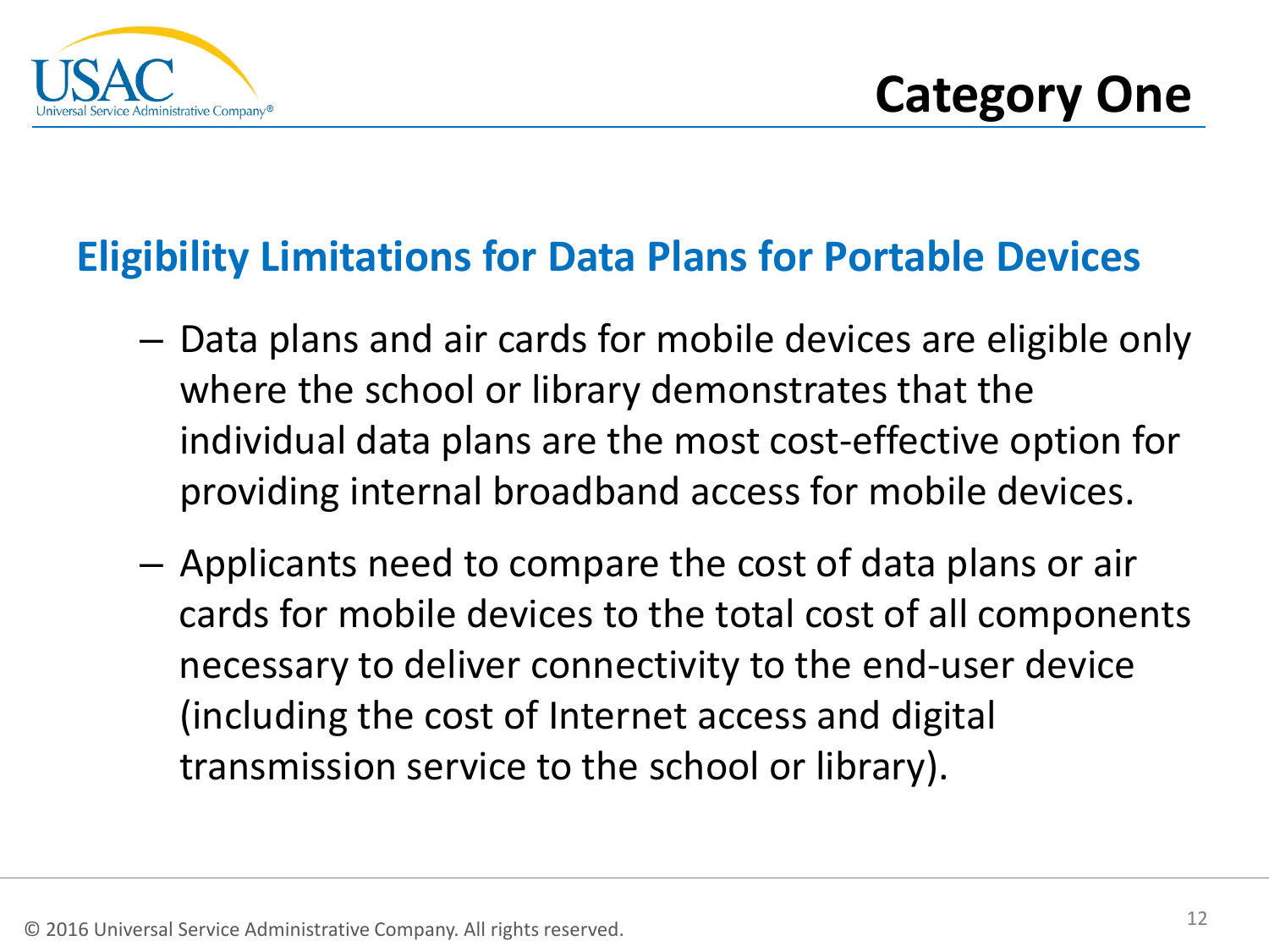# Category One

## Eligibility Limitations for Data Plans for Portable Devices

- Data plans and air cards for mobile devices are eligible only where the school or library demonstrates that the individual data plans are the most cost-effective option for providing internal broadband access for mobile devices.
- Applicants need to compare the cost of data plans or air cards for mobile devices to the total cost of all components necessary to deliver connectivity to the end-user device (including the cost of Internet access and digital transmission service to the school or library).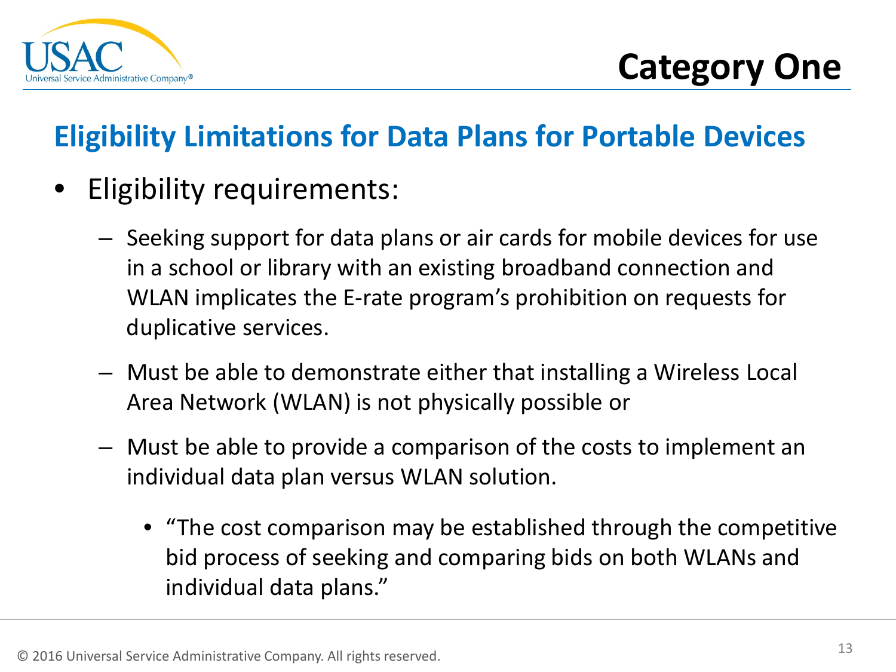# Category One

## Eligibility Limitations for Data Plans for Portable Devices

- Eligibility requirements:
  - Seeking support for data plans or air cards for mobile devices for use in a school or library with an existing broadband connection and WLAN implicates the E-rate program's prohibition on requests for duplicative services.
  - Must be able to demonstrate either that installing a Wireless Local Area Network (WLAN) is not physically possible or
  - Must be able to provide a comparison of the costs to implement an individual data plan versus WLAN solution.
    - "The cost comparison may be established through the competitive bid process of seeking and comparing bids on both WLANs and individual data plans."

© 2016 Universal Service Administrative Company. All rights reserved.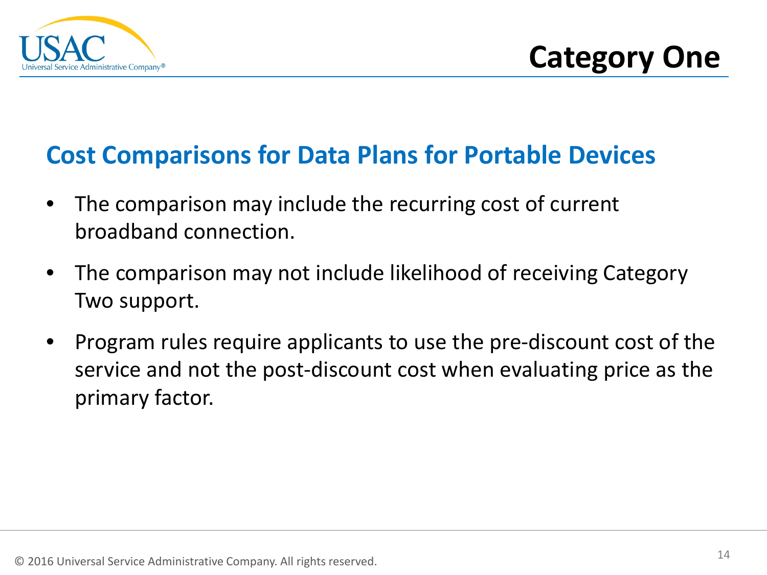# Category One

## Cost Comparisons for Data Plans for Portable Devices

- The comparison may include the recurring cost of current broadband connection.
- The comparison may not include likelihood of receiving Category Two support.
- Program rules require applicants to use the pre-discount cost of the service and not the post-discount cost when evaluating price as the primary factor.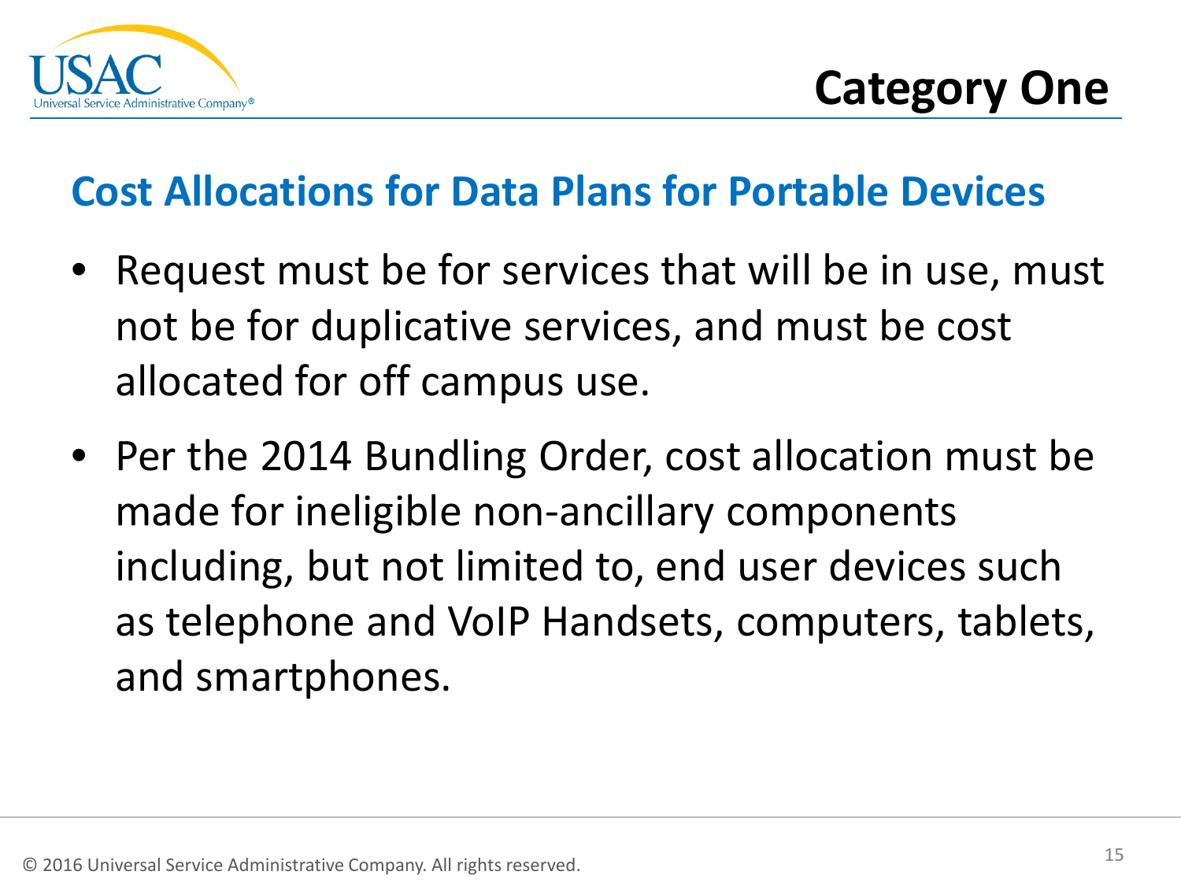# Category One

## Cost Allocations for Data Plans for Portable Devices

- Request must be for services that will be in use, must not be for duplicative services, and must be cost allocated for off campus use.
- Per the 2014 Bundling Order, cost allocation must be made for ineligible non-ancillary components including, but not limited to, end user devices such as telephone and VoIP Handsets, computers, tablets, and smartphones.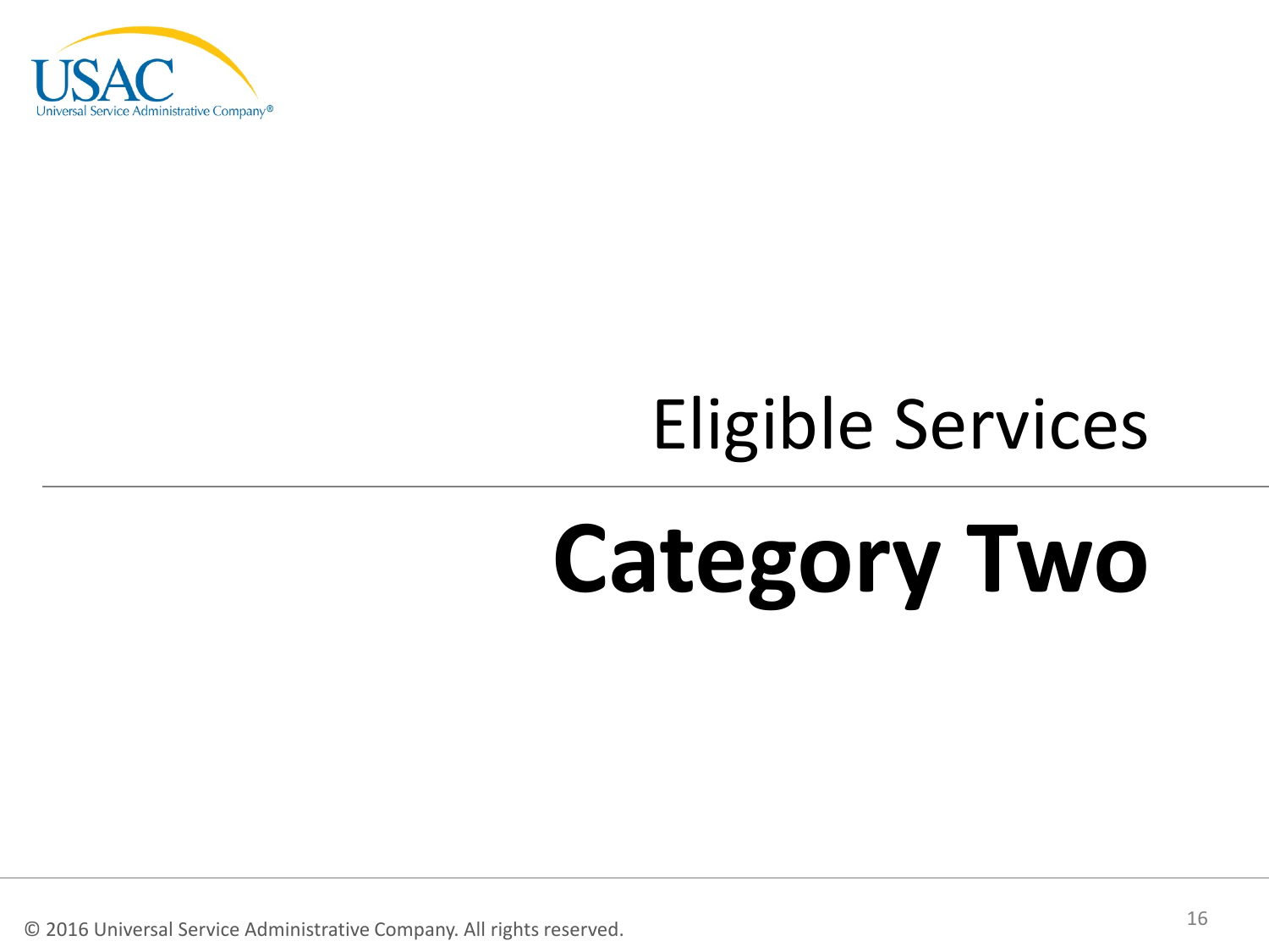Eligible Services

# Category Two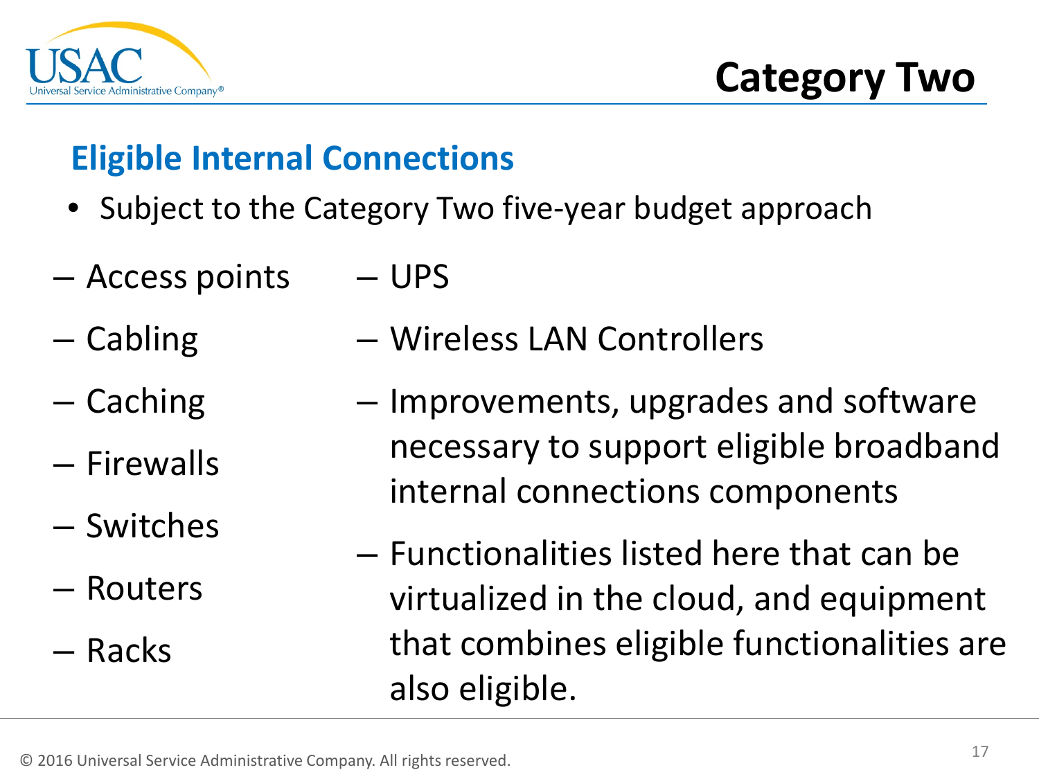# Category Two

## Eligible Internal Connections

- Subject to the Category Two five-year budget approach
  - Access points
  - Cabling
  - Caching
  - Firewalls
  - Switches
  - Routers
  - Racks
  - UPS
  - Wireless LAN Controllers
  - Improvements, upgrades and software necessary to support eligible broadband internal connections components
  - Functionalities listed here that can be virtualized in the cloud, and equipment that combines eligible functionalities are also eligible.

© 2016 Universal Service Administrative Company. All rights reserved.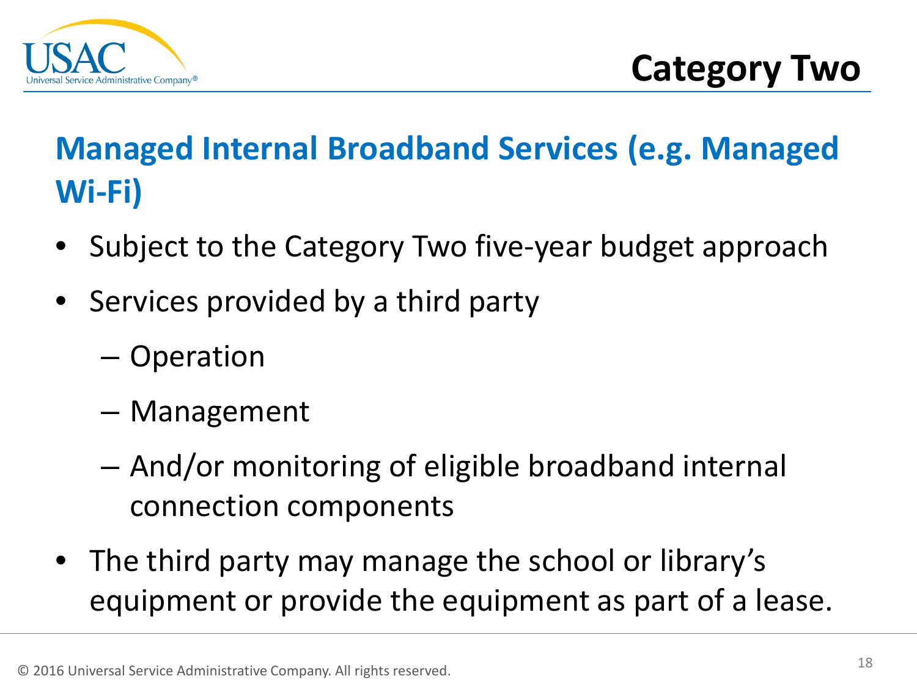# Category Two

## Managed Internal Broadband Services (e.g. Managed Wi-Fi)

- Subject to the Category Two five-year budget approach
- Services provided by a third party
  - Operation
  - Management
  - And/or monitoring of eligible broadband internal connection components
- The third party may manage the school or library's equipment or provide the equipment as part of a lease.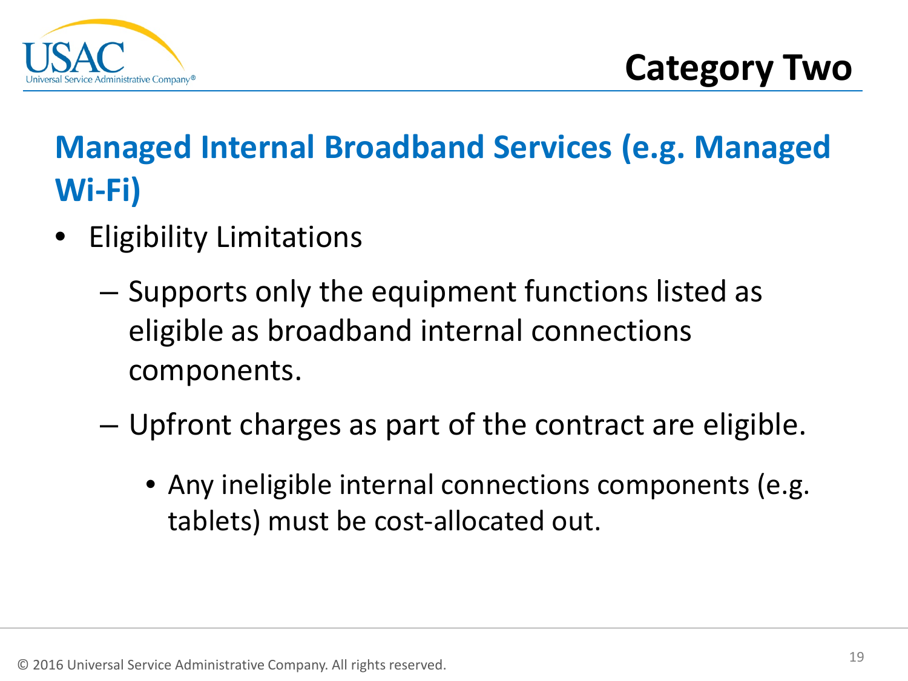# Category Two

## Managed Internal Broadband Services (e.g. Managed Wi-Fi)

- Eligibility Limitations
  - Supports only the equipment functions listed as eligible as broadband internal connections components.
  - Upfront charges as part of the contract are eligible.
    - Any ineligible internal connections components (e.g. tablets) must be cost-allocated out.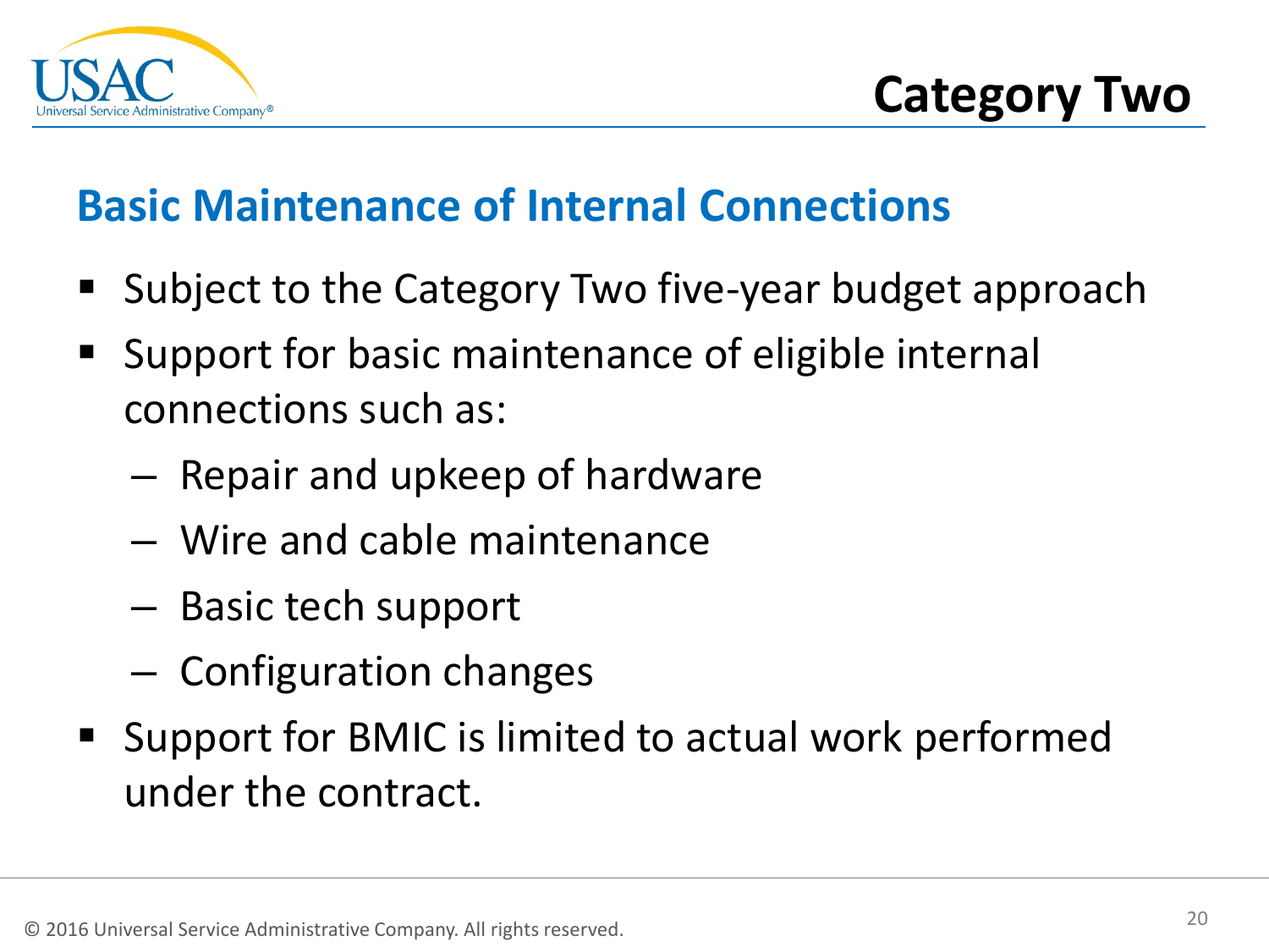# Category Two

## Basic Maintenance of Internal Connections

- Subject to the Category Two five-year budget approach
- Support for basic maintenance of eligible internal connections such as:
  - Repair and upkeep of hardware
  - Wire and cable maintenance
  - Basic tech support
  - Configuration changes
- Support for BMIC is limited to actual work performed under the contract.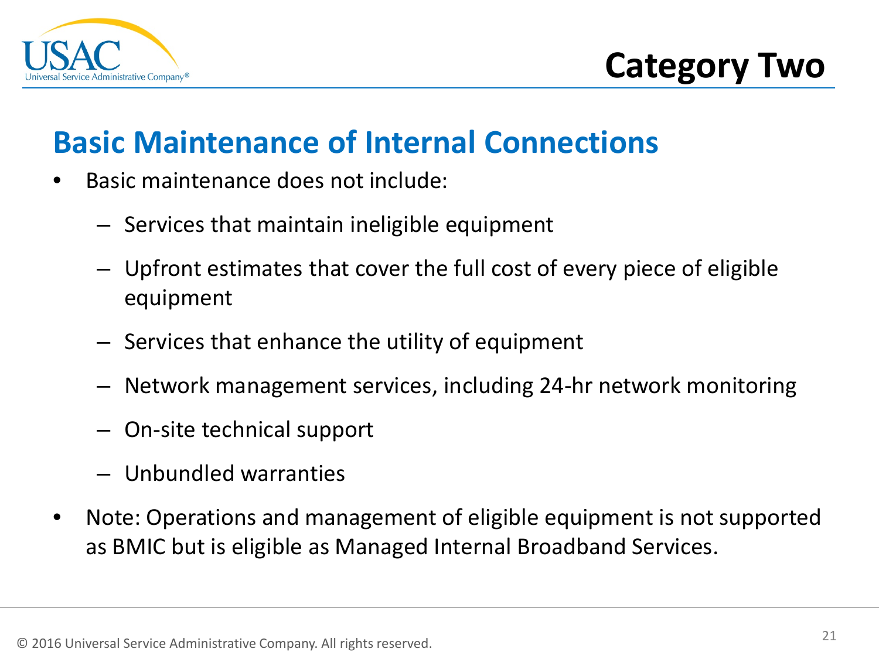# Category Two

## Basic Maintenance of Internal Connections

- Basic maintenance does not include:
  - Services that maintain ineligible equipment
  - Upfront estimates that cover the full cost of every piece of eligible equipment
  - Services that enhance the utility of equipment
  - Network management services, including 24-hr network monitoring
  - On-site technical support
  - Unbundled warranties
- Note: Operations and management of eligible equipment is not supported as BMIC but is eligible as Managed Internal Broadband Services.

© 2016 Universal Service Administrative Company. All rights reserved.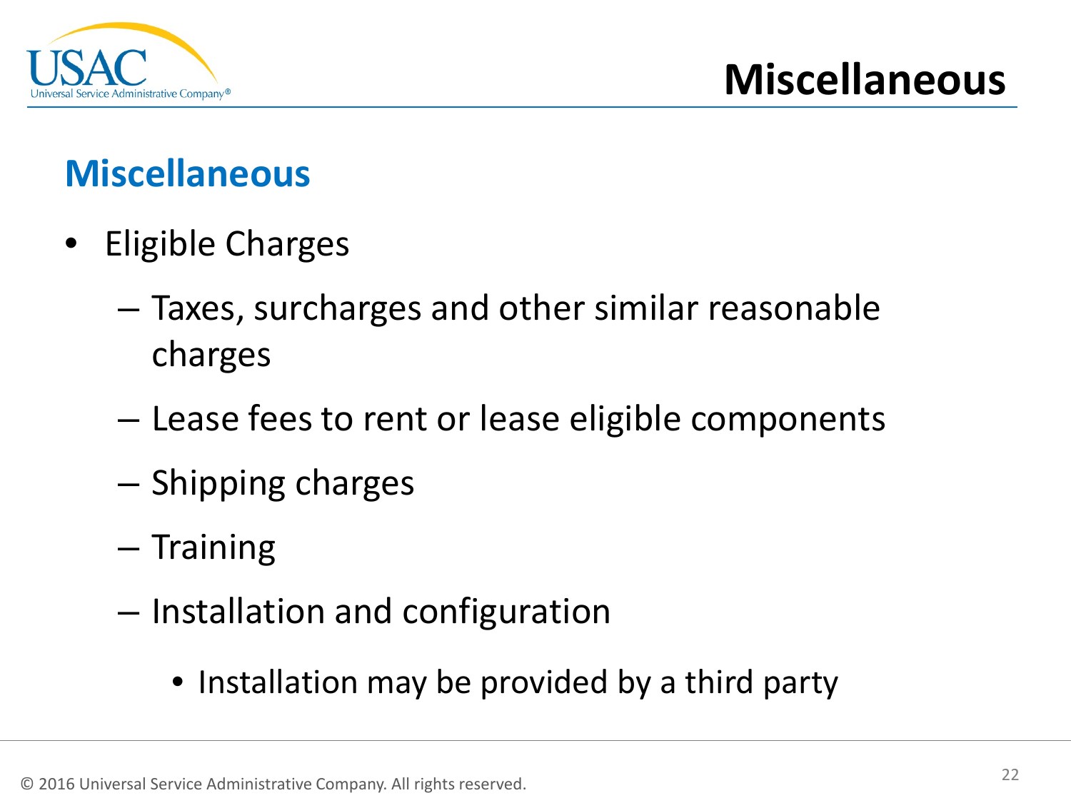# Miscellaneous

## Miscellaneous

- Eligible Charges
  - Taxes, surcharges and other similar reasonable charges
  - Lease fees to rent or lease eligible components
  - Shipping charges
  - Training
  - Installation and configuration
    - Installation may be provided by a third party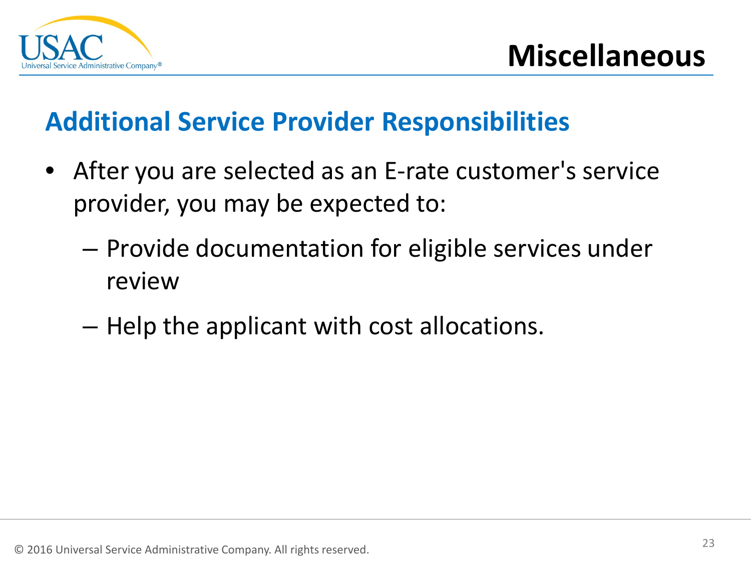# Miscellaneous

## Additional Service Provider Responsibilities

- After you are selected as an E-rate customer's service provider, you may be expected to:
  - Provide documentation for eligible services under review
  - Help the applicant with cost allocations.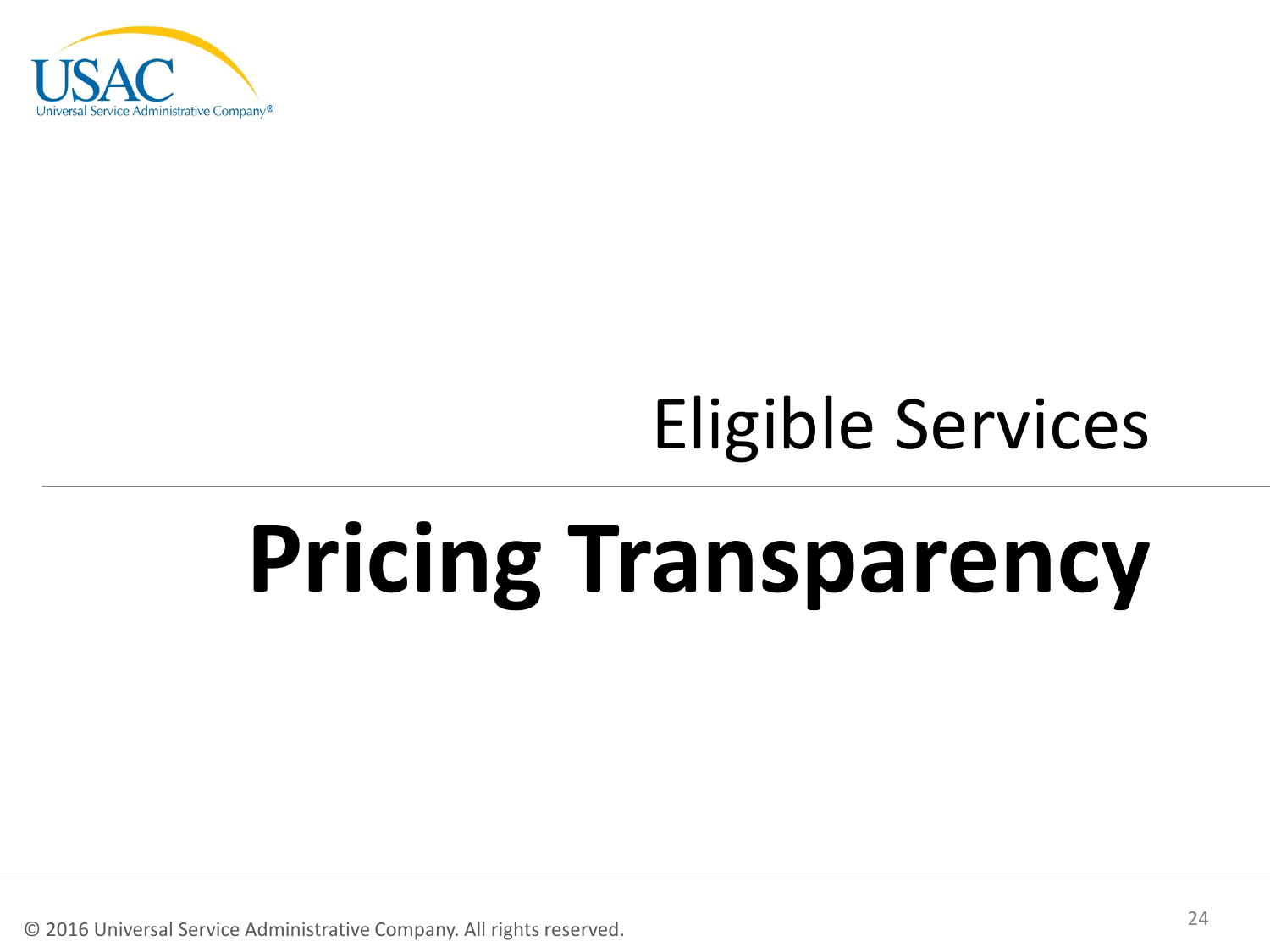## Eligible Services

# Pricing Transparency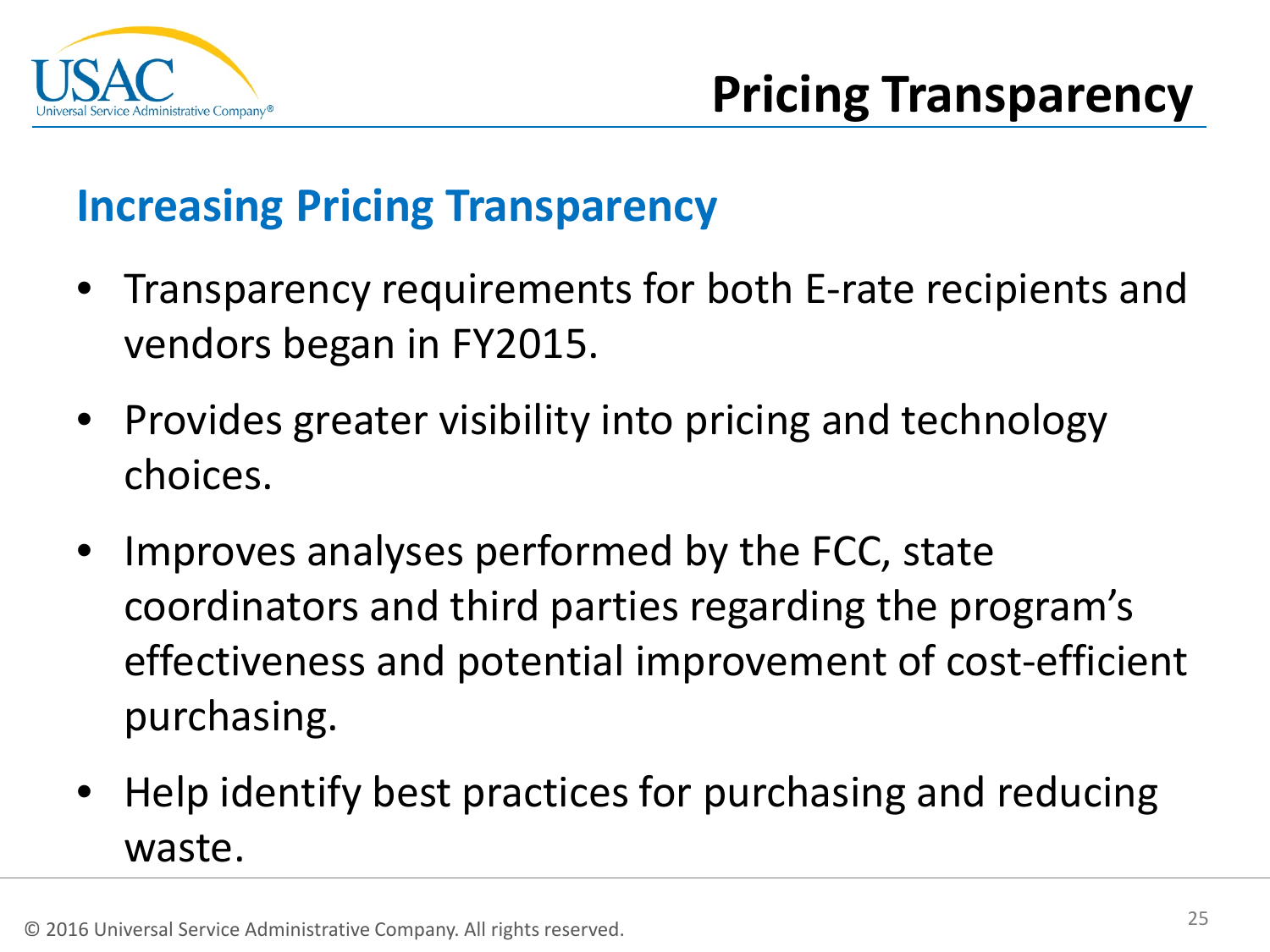# Pricing Transparency

## Increasing Pricing Transparency

- Transparency requirements for both E-rate recipients and vendors began in FY2015.
- Provides greater visibility into pricing and technology choices.
- Improves analyses performed by the FCC, state coordinators and third parties regarding the program's effectiveness and potential improvement of cost-efficient purchasing.
- Help identify best practices for purchasing and reducing waste.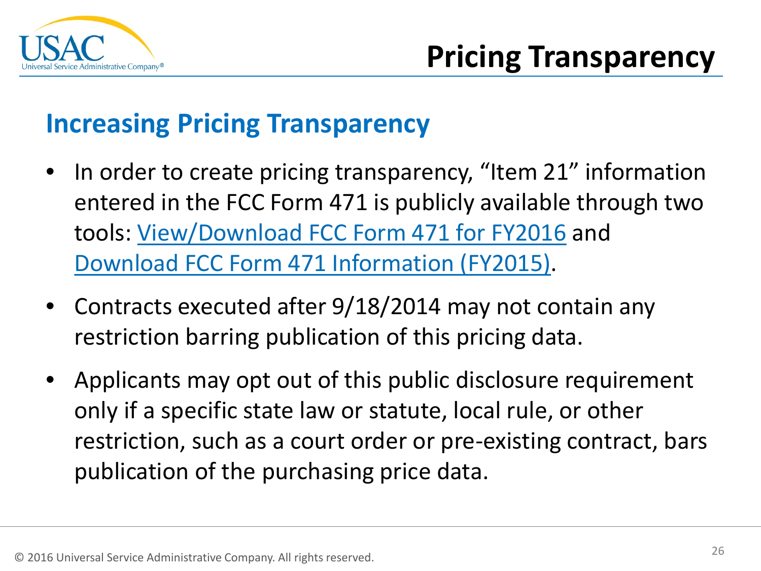# Pricing Transparency

## Increasing Pricing Transparency

- In order to create pricing transparency, “Item 21” information entered in the FCC Form 471 is publicly available through two tools: View/Download FCC Form 471 for FY2016 and Download FCC Form 471 Information (FY2015).
- Contracts executed after 9/18/2014 may not contain any restriction barring publication of this pricing data.
- Applicants may opt out of this public disclosure requirement only if a specific state law or statute, local rule, or other restriction, such as a court order or pre-existing contract, bars publication of the purchasing price data.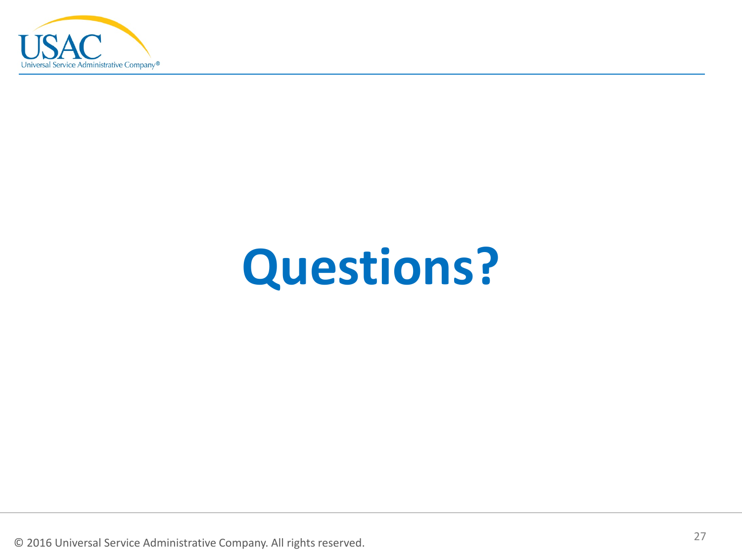# Questions?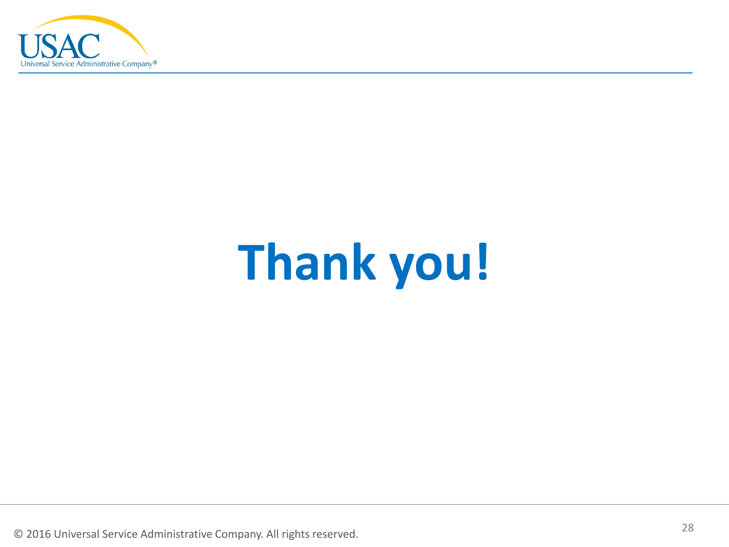# Thank you!